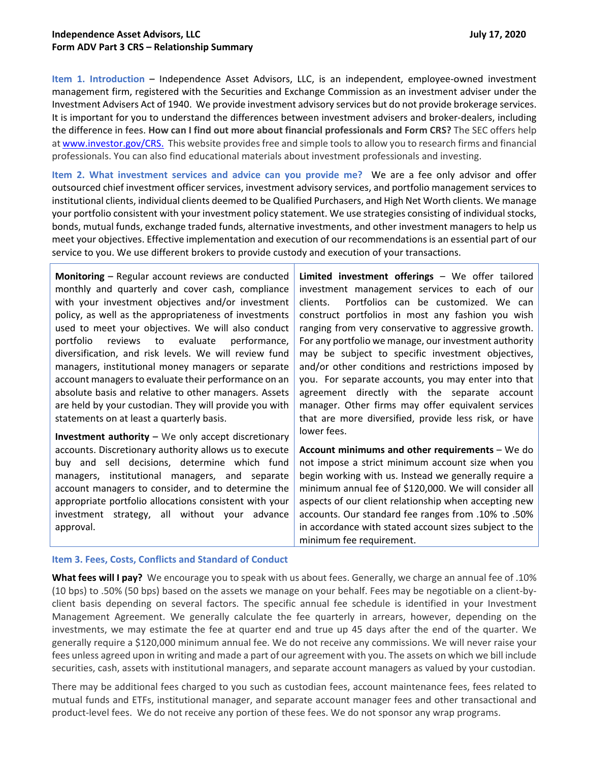**Independence Asset Advisors, LLC** **July 17, 2020**
**Form ADV Part 3 CRS – Relationship Summary**

**Item 1. Introduction** – Independence Asset Advisors, LLC, is an independent, employee-owned investment management firm, registered with the Securities and Exchange Commission as an investment adviser under the Investment Advisers Act of 1940. We provide investment advisory services but do not provide brokerage services. It is important for you to understand the differences between investment advisers and broker-dealers, including the difference in fees. **How can I find out more about financial professionals and Form CRS?** The SEC offers help at [www.investor.gov/CRS.](http://www.investor.gov/CRS) This website provides free and simple tools to allow you to research firms and financial professionals. You can also find educational materials about investment professionals and investing.

**Item 2. What investment services and advice can you provide me?** We are a fee only advisor and offer outsourced chief investment officer services, investment advisory services, and portfolio management services to institutional clients, individual clients deemed to be Qualified Purchasers, and High Net Worth clients. We manage your portfolio consistent with your investment policy statement. We use strategies consisting of individual stocks, bonds, mutual funds, exchange traded funds, alternative investments, and other investment managers to help us meet your objectives. Effective implementation and execution of our recommendations is an essential part of our service to you. We use different brokers to provide custody and execution of your transactions.

**Monitoring** – Regular account reviews are conducted monthly and quarterly and cover cash, compliance with your investment objectives and/or investment policy, as well as the appropriateness of investments used to meet your objectives. We will also conduct portfolio reviews to evaluate performance, diversification, and risk levels. We will review fund managers, institutional money managers or separate account managers to evaluate their performance on an absolute basis and relative to other managers. Assets are held by your custodian. They will provide you with statements on at least a quarterly basis.

**Investment authority** – We only accept discretionary accounts. Discretionary authority allows us to execute buy and sell decisions, determine which fund managers, institutional managers, and separate account managers to consider, and to determine the appropriate portfolio allocations consistent with your investment strategy, all without your advance approval.

**Limited investment offerings** – We offer tailored investment management services to each of our clients. Portfolios can be customized. We can construct portfolios in most any fashion you wish ranging from very conservative to aggressive growth. For any portfolio we manage, our investment authority may be subject to specific investment objectives, and/or other conditions and restrictions imposed by you. For separate accounts, you may enter into that agreement directly with the separate account manager. Other firms may offer equivalent services that are more diversified, provide less risk, or have lower fees.

**Account minimums and other requirements** – We do not impose a strict minimum account size when you begin working with us. Instead we generally require a minimum annual fee of $120,000. We will consider all aspects of our client relationship when accepting new accounts. Our standard fee ranges from .10% to .50% in accordance with stated account sizes subject to the minimum fee requirement.

**Item 3. Fees, Costs, Conflicts and Standard of Conduct**

**What fees will I pay?** We encourage you to speak with us about fees. Generally, we charge an annual fee of .10% (10 bps) to .50% (50 bps) based on the assets we manage on your behalf. Fees may be negotiable on a client-by-client basis depending on several factors. The specific annual fee schedule is identified in your Investment Management Agreement. We generally calculate the fee quarterly in arrears, however, depending on the investments, we may estimate the fee at quarter end and true up 45 days after the end of the quarter. We generally require a $120,000 minimum annual fee. We do not receive any commissions. We will never raise your fees unless agreed upon in writing and made a part of our agreement with you. The assets on which we bill include securities, cash, assets with institutional managers, and separate account managers as valued by your custodian.

There may be additional fees charged to you such as custodian fees, account maintenance fees, fees related to mutual funds and ETFs, institutional manager, and separate account manager fees and other transactional and product-level fees. We do not receive any portion of these fees. We do not sponsor any wrap programs.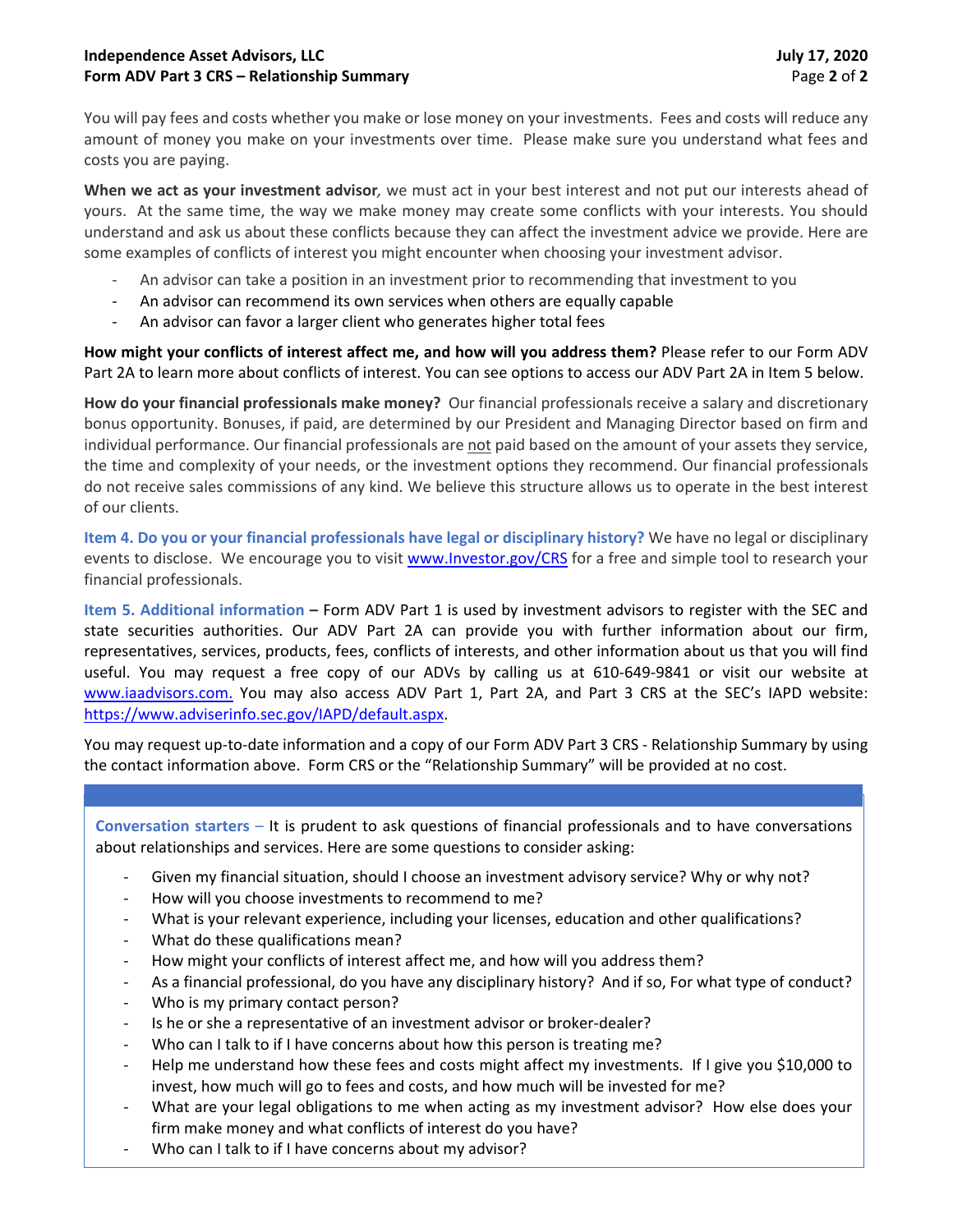You will pay fees and costs whether you make or lose money on your investments. Fees and costs will reduce any amount of money you make on your investments over time. Please make sure you understand what fees and costs you are paying.

**When we act as your investment advisor***,* we must act in your best interest and not put our interests ahead of yours. At the same time, the way we make money may create some conflicts with your interests. You should understand and ask us about these conflicts because they can affect the investment advice we provide. Here are some examples of conflicts of interest you might encounter when choosing your investment advisor.

- An advisor can take a position in an investment prior to recommending that investment to you
- An advisor can recommend its own services when others are equally capable
- An advisor can favor a larger client who generates higher total fees

**How might your conflicts of interest affect me, and how will you address them?** Please refer to our Form ADV Part 2A to learn more about conflicts of interest. You can see options to access our ADV Part 2A in Item 5 below.

**How do your financial professionals make money?** Our financial professionals receive a salary and discretionary bonus opportunity. Bonuses, if paid, are determined by our President and Managing Director based on firm and individual performance. Our financial professionals are not paid based on the amount of your assets they service, the time and complexity of your needs, or the investment options they recommend. Our financial professionals do not receive sales commissions of any kind. We believe this structure allows us to operate in the best interest of our clients.

**Item 4. Do you or your financial professionals have legal or disciplinary history?** We have no legal or disciplinary events to disclose. We encourage you to visit www.Investor.gov/CRS for a free and simple tool to research your financial professionals.

**Item 5. Additional information** – Form ADV Part 1 is used by investment advisors to register with the SEC and state securities authorities. Our ADV Part 2A can provide you with further information about our firm, representatives, services, products, fees, conflicts of interests, and other information about us that you will find useful. You may request a free copy of our ADVs by calling us at 610-649-9841 or visit our website at www.iaadvisors.com. You may also access ADV Part 1, Part 2A, and Part 3 CRS at the SEC's IAPD website: https://www.adviserinfo.sec.gov/IAPD/default.aspx.

You may request up-to-date information and a copy of our Form ADV Part 3 CRS - Relationship Summary by using the contact information above. Form CRS or the "Relationship Summary" will be provided at no cost.

**Conversation starters** – It is prudent to ask questions of financial professionals and to have conversations about relationships and services. Here are some questions to consider asking:

- Given my financial situation, should I choose an investment advisory service? Why or why not?
- How will you choose investments to recommend to me?
- What is your relevant experience, including your licenses, education and other qualifications?
- What do these qualifications mean?
- How might your conflicts of interest affect me, and how will you address them?
- As a financial professional, do you have any disciplinary history? And if so, For what type of conduct?
- Who is my primary contact person?
- Is he or she a representative of an investment advisor or broker-dealer?
- Who can I talk to if I have concerns about how this person is treating me?
- Help me understand how these fees and costs might affect my investments. If I give you $10,000 to invest, how much will go to fees and costs, and how much will be invested for me?
- What are your legal obligations to me when acting as my investment advisor? How else does your firm make money and what conflicts of interest do you have?
- Who can I talk to if I have concerns about my advisor?